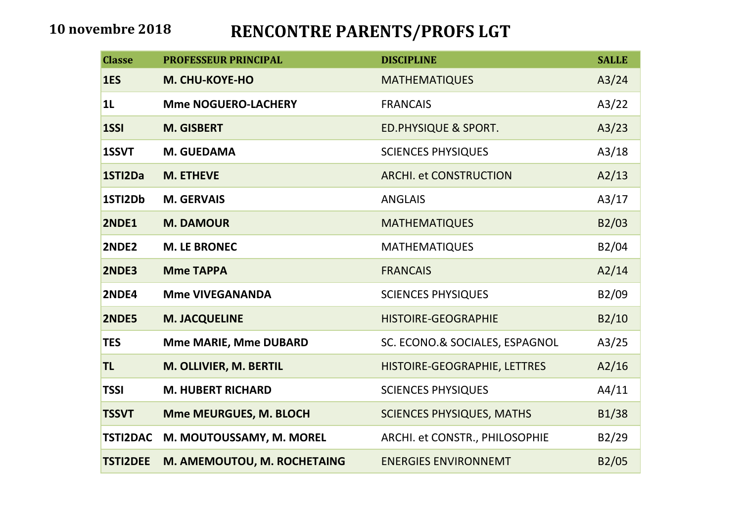**10 novembre 2018**

# RENCONTRE PARENTS/PROFS LGT

| Classe | PROFESSEUR PRINCIPAL | DISCIPLINE | SALLE |
|---|---|---|---|
| **1ES** | **M. CHU-KOYE-HO** | MATHEMATIQUES | A3/24 |
| **1L** | **Mme NOGUERO-LACHERY** | FRANCAIS | A3/22 |
| **1SSI** | **M. GISBERT** | ED.PHYSIQUE & SPORT. | A3/23 |
| **1SSVT** | **M. GUEDAMA** | SCIENCES PHYSIQUES | A3/18 |
| **1STI2Da** | **M. ETHEVE** | ARCHI. et CONSTRUCTION | A2/13 |
| **1STI2Db** | **M. GERVAIS** | ANGLAIS | A3/17 |
| **2NDE1** | **M. DAMOUR** | MATHEMATIQUES | B2/03 |
| **2NDE2** | **M. LE BRONEC** | MATHEMATIQUES | B2/04 |
| **2NDE3** | **Mme TAPPA** | FRANCAIS | A2/14 |
| **2NDE4** | **Mme VIVEGANANDA** | SCIENCES PHYSIQUES | B2/09 |
| **2NDE5** | **M. JACQUELINE** | HISTOIRE-GEOGRAPHIE | B2/10 |
| **TES** | **Mme MARIE, Mme DUBARD** | SC. ECONO.& SOCIALES, ESPAGNOL | A3/25 |
| **TL** | **M. OLLIVIER, M. BERTIL** | HISTOIRE-GEOGRAPHIE, LETTRES | A2/16 |
| **TSSI** | **M. HUBERT RICHARD** | SCIENCES PHYSIQUES | A4/11 |
| **TSSVT** | **Mme MEURGUES, M. BLOCH** | SCIENCES PHYSIQUES, MATHS | B1/38 |
| **TSTI2DAC** | **M. MOUTOUSSAMY, M. MOREL** | ARCHI. et CONSTR., PHILOSOPHIE | B2/29 |
| **TSTI2DEE** | **M. AMEMOUTOU, M. ROCHETAING** | ENERGIES ENVIRONNEMT | B2/05 |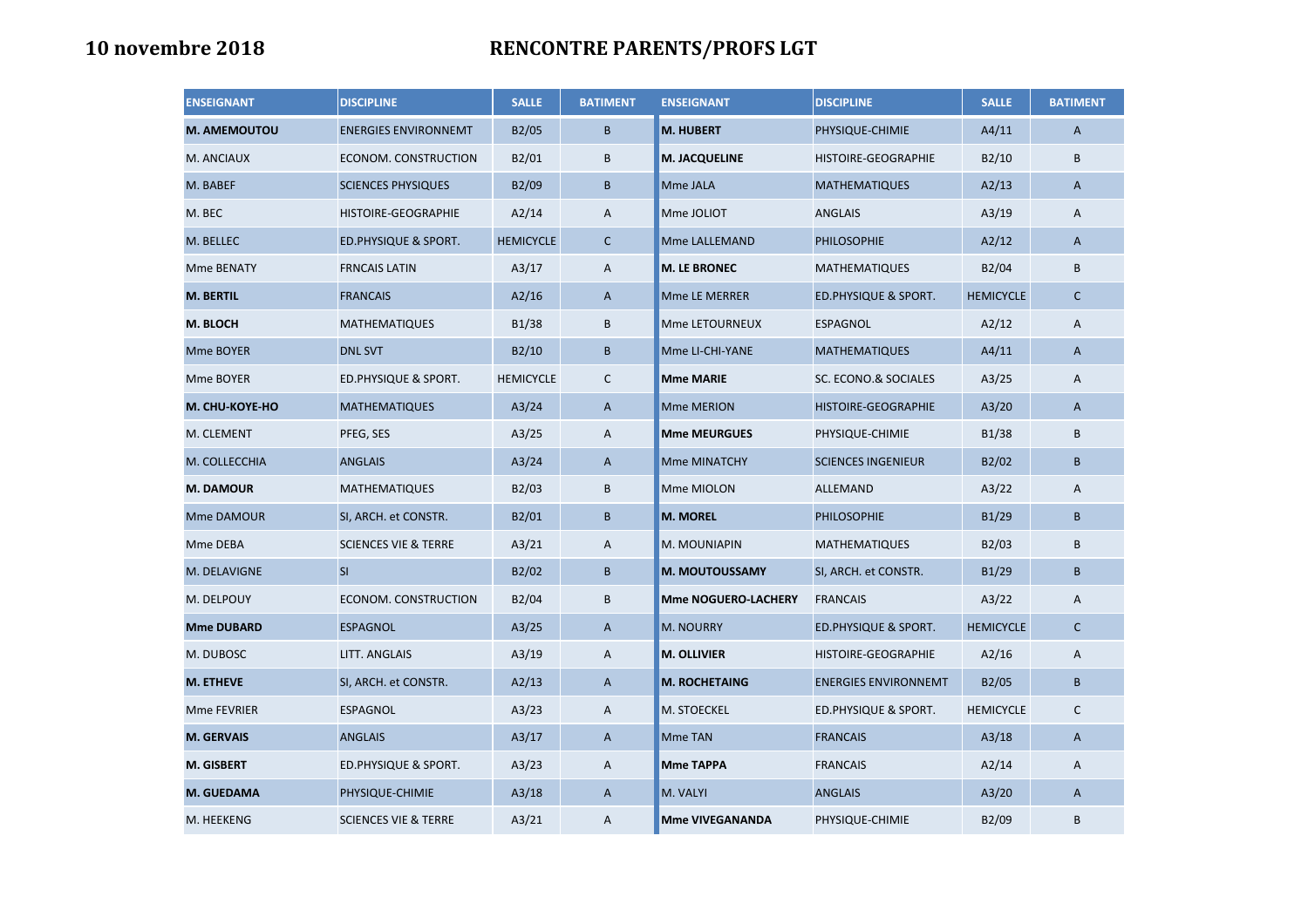**10 novembre 2018** **RENCONTRE PARENTS/PROFS LGT**

| ENSEIGNANT | DISCIPLINE | SALLE | BATIMENT | ENSEIGNANT | DISCIPLINE | SALLE | BATIMENT |
|---|---|---|---|---|---|---|---|
| **M. AMEMOUTOU** | ENERGIES ENVIRONNEMT | B2/05 | B | **M. HUBERT** | PHYSIQUE-CHIMIE | A4/11 | A |
| M. ANCIAUX | ECONOM. CONSTRUCTION | B2/01 | B | **M. JACQUELINE** | HISTOIRE-GEOGRAPHIE | B2/10 | B |
| M. BABEF | SCIENCES PHYSIQUES | B2/09 | B | Mme JALA | MATHEMATIQUES | A2/13 | A |
| M. BEC | HISTOIRE-GEOGRAPHIE | A2/14 | A | Mme JOLIOT | ANGLAIS | A3/19 | A |
| M. BELLEC | ED.PHYSIQUE & SPORT. | HEMICYCLE | C | Mme LALLEMAND | PHILOSOPHIE | A2/12 | A |
| Mme BENATY | FRNCAIS LATIN | A3/17 | A | **M. LE BRONEC** | MATHEMATIQUES | B2/04 | B |
| **M. BERTIL** | FRANCAIS | A2/16 | A | Mme LE MERRER | ED.PHYSIQUE & SPORT. | HEMICYCLE | C |
| **M. BLOCH** | MATHEMATIQUES | B1/38 | B | Mme LETOURNEUX | ESPAGNOL | A2/12 | A |
| Mme BOYER | DNL SVT | B2/10 | B | Mme LI-CHI-YANE | MATHEMATIQUES | A4/11 | A |
| Mme BOYER | ED.PHYSIQUE & SPORT. | HEMICYCLE | C | **Mme MARIE** | SC. ECONO.& SOCIALES | A3/25 | A |
| **M. CHU-KOYE-HO** | MATHEMATIQUES | A3/24 | A | Mme MERION | HISTOIRE-GEOGRAPHIE | A3/20 | A |
| M. CLEMENT | PFEG, SES | A3/25 | A | **Mme MEURGUES** | PHYSIQUE-CHIMIE | B1/38 | B |
| M. COLLECCHIA | ANGLAIS | A3/24 | A | Mme MINATCHY | SCIENCES INGENIEUR | B2/02 | B |
| **M. DAMOUR** | MATHEMATIQUES | B2/03 | B | Mme MIOLON | ALLEMAND | A3/22 | A |
| Mme DAMOUR | SI, ARCH. et CONSTR. | B2/01 | B | **M. MOREL** | PHILOSOPHIE | B1/29 | B |
| Mme DEBA | SCIENCES VIE & TERRE | A3/21 | A | M. MOUNIAPIN | MATHEMATIQUES | B2/03 | B |
| M. DELAVIGNE | SI | B2/02 | B | **M. MOUTOUSSAMY** | SI, ARCH. et CONSTR. | B1/29 | B |
| M. DELPOUY | ECONOM. CONSTRUCTION | B2/04 | B | **Mme NOGUERO-LACHERY** | FRANCAIS | A3/22 | A |
| **Mme DUBARD** | ESPAGNOL | A3/25 | A | M. NOURRY | ED.PHYSIQUE & SPORT. | HEMICYCLE | C |
| M. DUBOSC | LITT. ANGLAIS | A3/19 | A | **M. OLLIVIER** | HISTOIRE-GEOGRAPHIE | A2/16 | A |
| **M. ETHEVE** | SI, ARCH. et CONSTR. | A2/13 | A | **M. ROCHETAING** | ENERGIES ENVIRONNEMT | B2/05 | B |
| Mme FEVRIER | ESPAGNOL | A3/23 | A | M. STOECKEL | ED.PHYSIQUE & SPORT. | HEMICYCLE | C |
| **M. GERVAIS** | ANGLAIS | A3/17 | A | Mme TAN | FRANCAIS | A3/18 | A |
| **M. GISBERT** | ED.PHYSIQUE & SPORT. | A3/23 | A | **Mme TAPPA** | FRANCAIS | A2/14 | A |
| **M. GUEDAMA** | PHYSIQUE-CHIMIE | A3/18 | A | M. VALYI | ANGLAIS | A3/20 | A |
| M. HEEKENG | SCIENCES VIE & TERRE | A3/21 | A | **Mme VIVEGANANDA** | PHYSIQUE-CHIMIE | B2/09 | B |